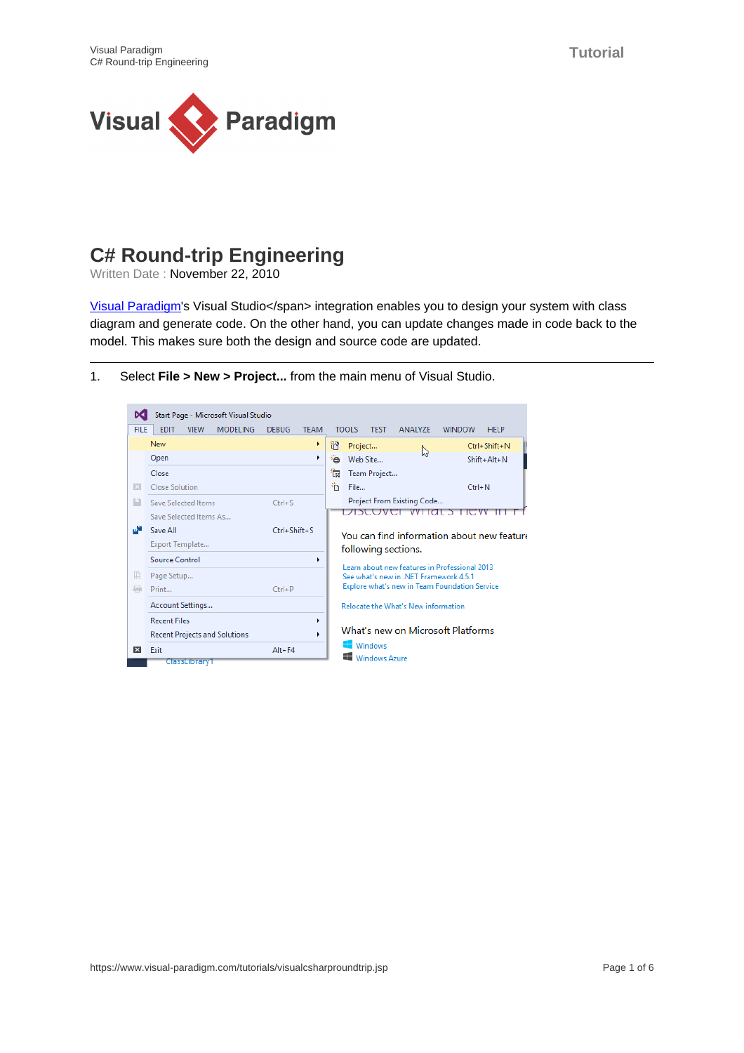# C# Round-trip Engineering

Written Date : November 22, 2010

Visual Paradigm's Visual Studio</span> integration enables you to design your system with class diagram and generate code. On the other hand, you can update changes made in code back to the model. This makes sure both the design and source code are updated.

---

1. Select **File > New > Project...** from the main menu of Visual Studio.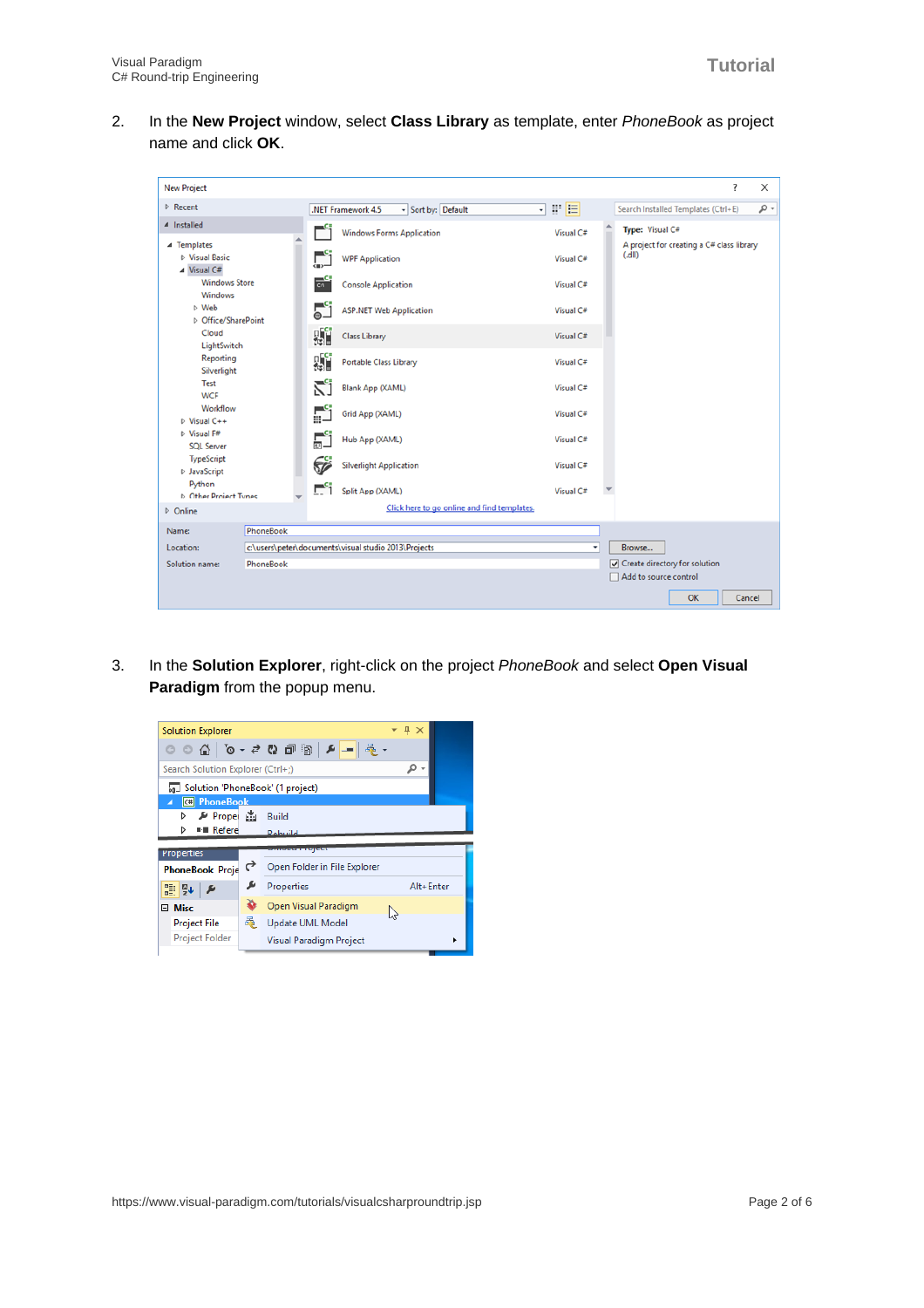2. In the **New Project** window, select **Class Library** as template, enter *PhoneBook* as project name and click **OK**.

3. In the **Solution Explorer**, right-click on the project *PhoneBook* and select **Open Visual Paradigm** from the popup menu.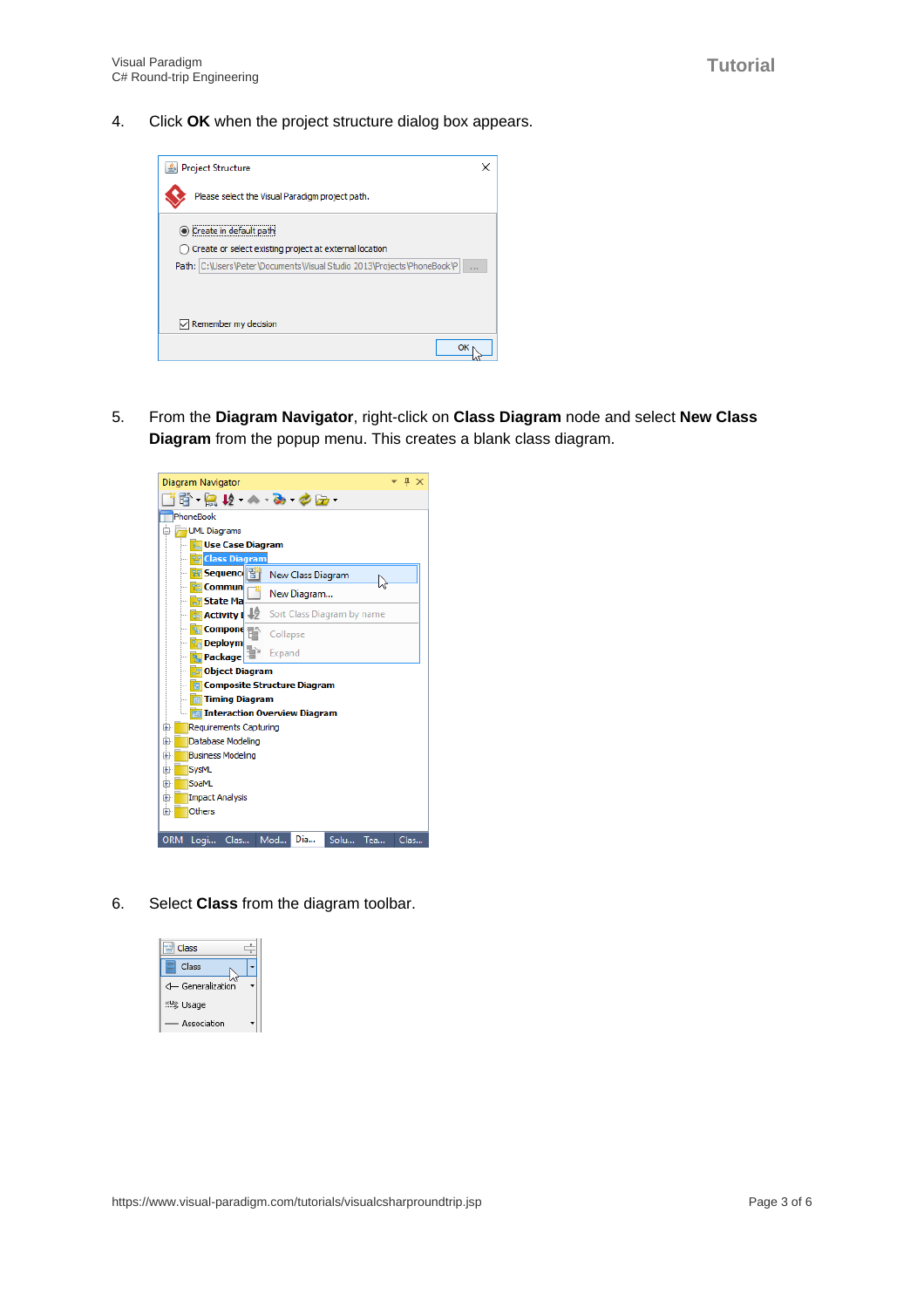4. Click **OK** when the project structure dialog box appears.

5. From the **Diagram Navigator**, right-click on **Class Diagram** node and select **New Class Diagram** from the popup menu. This creates a blank class diagram.

6. Select **Class** from the diagram toolbar.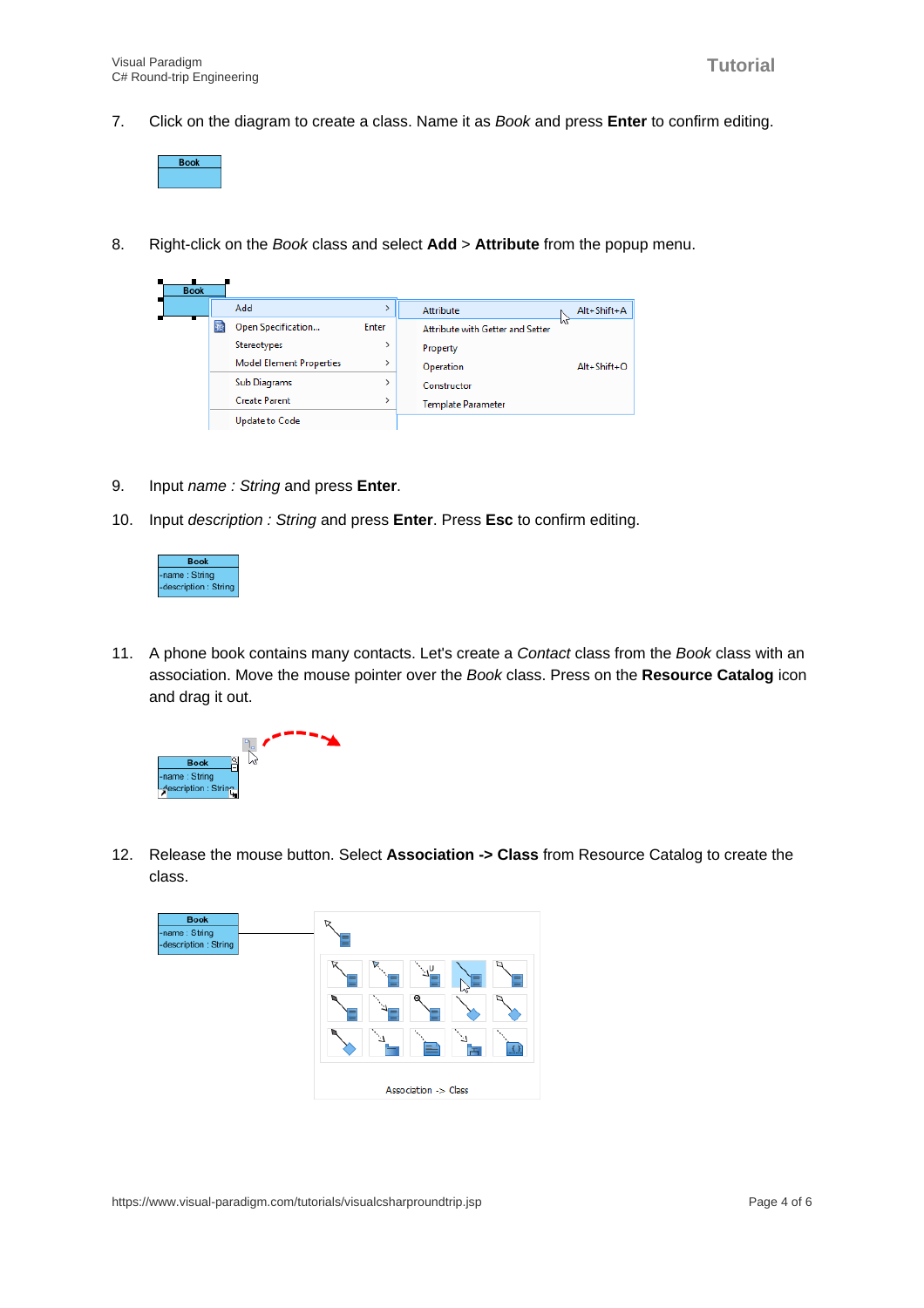7. Click on the diagram to create a class. Name it as *Book* and press **Enter** to confirm editing.

8. Right-click on the *Book* class and select **Add** > **Attribute** from the popup menu.

9. Input *name : String* and press **Enter**.

10. Input *description : String* and press **Enter**. Press **Esc** to confirm editing.

11. A phone book contains many contacts. Let's create a *Contact* class from the *Book* class with an association. Move the mouse pointer over the *Book* class. Press on the **Resource Catalog** icon and drag it out.

12. Release the mouse button. Select **Association -> Class** from Resource Catalog to create the class.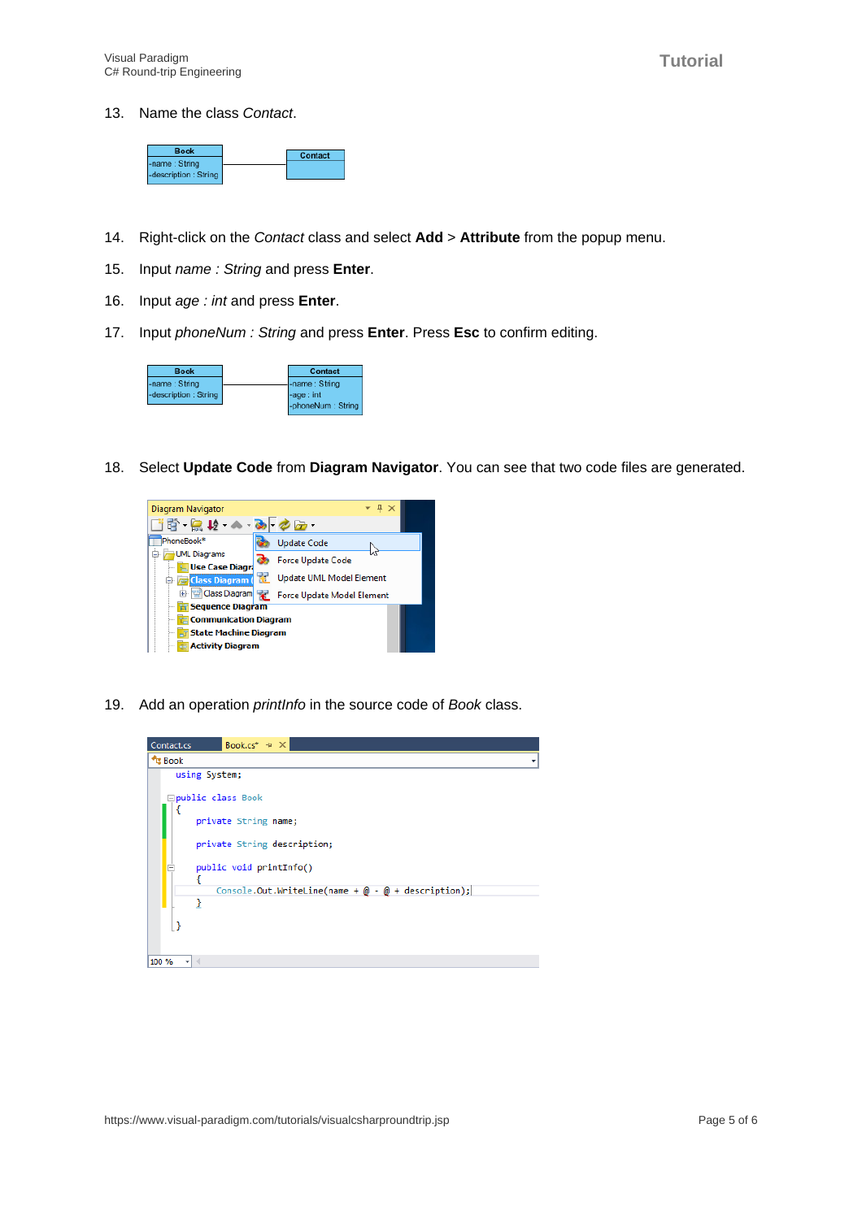13. Name the class *Contact*.

14. Right-click on the *Contact* class and select **Add** > **Attribute** from the popup menu.

15. Input *name : String* and press **Enter**.

16. Input *age : int* and press **Enter**.

17. Input *phoneNum : String* and press **Enter**. Press **Esc** to confirm editing.

18. Select **Update Code** from **Diagram Navigator**. You can see that two code files are generated.

19. Add an operation *printInfo* in the source code of *Book* class.

```
using System;

public class Book
{
    private String name;

    private String description;

    public void printInfo()
    {
        Console.Out.WriteLine(name + @ - @ + description);
    }
}
```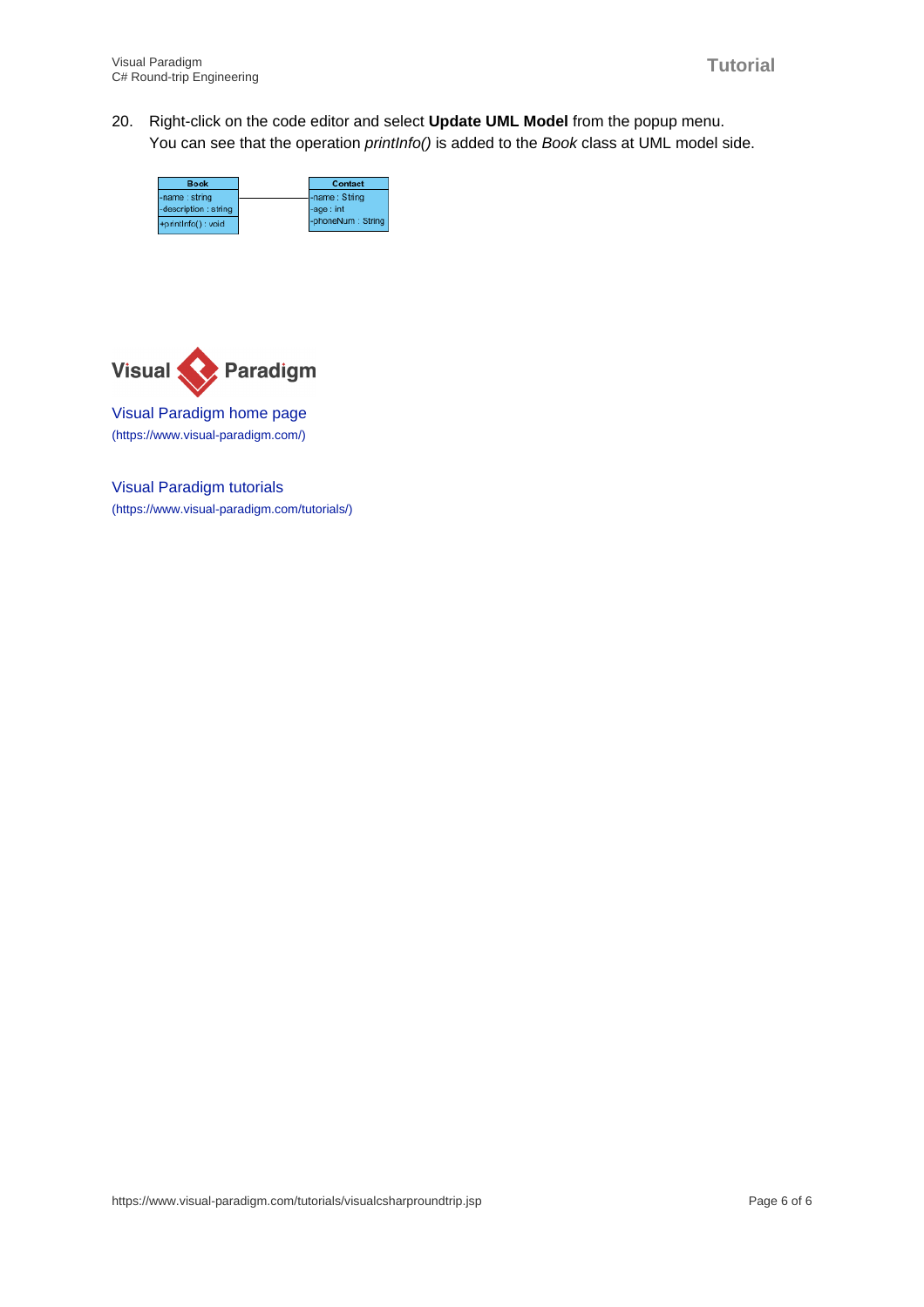20. Right-click on the code editor and select **Update UML Model** from the popup menu. You can see that the operation *printInfo()* is added to the *Book* class at UML model side.

Book
-name : string
-description : string
+printInfo() : void

Contact
-name : String
-age : int
-phoneNum : String

Visual Paradigm

[Visual Paradigm home page](https://www.visual-paradigm.com/)
(https://www.visual-paradigm.com/)

[Visual Paradigm tutorials](https://www.visual-paradigm.com/tutorials/)
(https://www.visual-paradigm.com/tutorials/)